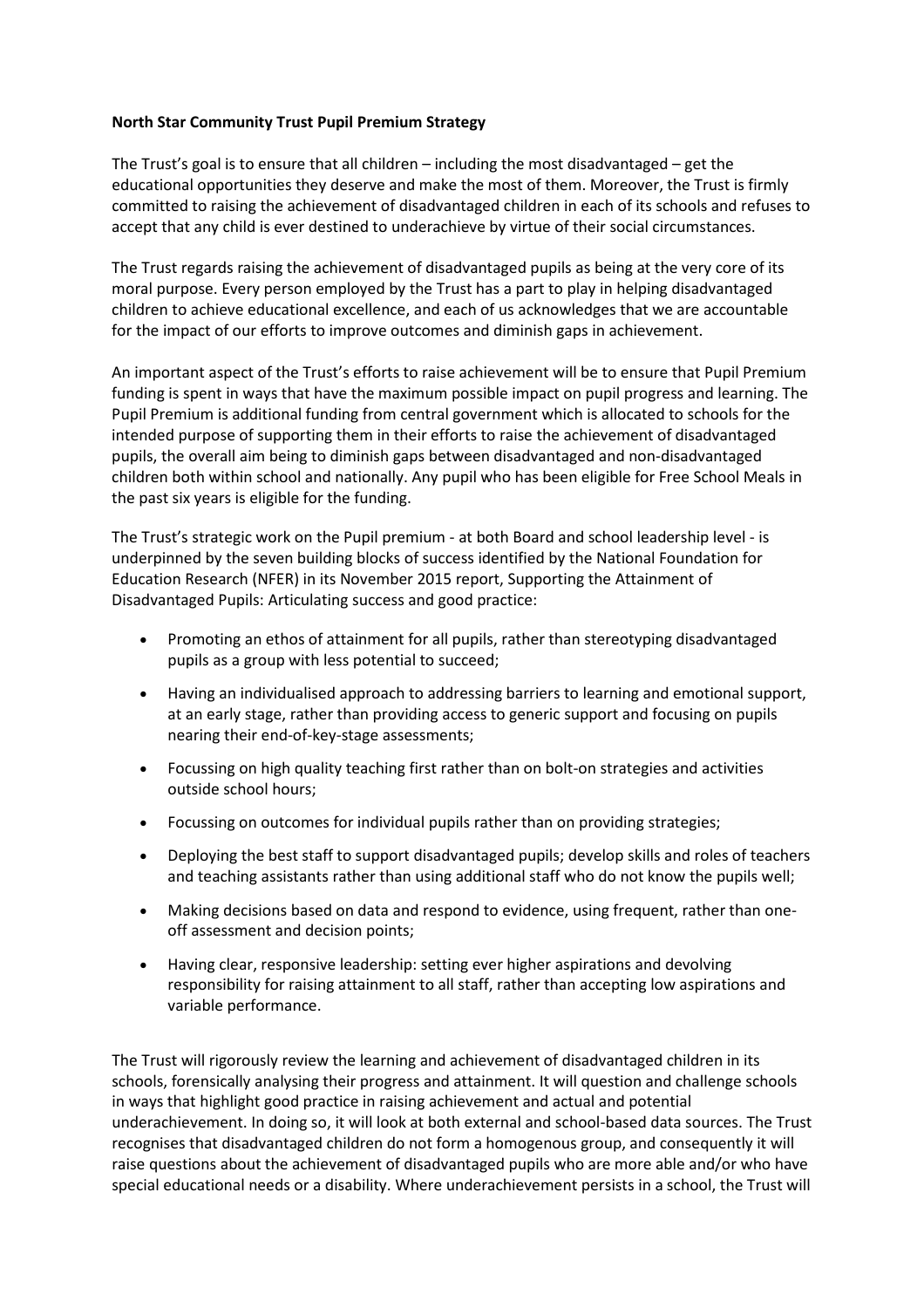**North Star Community Trust Pupil Premium Strategy**

The Trust's goal is to ensure that all children – including the most disadvantaged – get the educational opportunities they deserve and make the most of them. Moreover, the Trust is firmly committed to raising the achievement of disadvantaged children in each of its schools and refuses to accept that any child is ever destined to underachieve by virtue of their social circumstances.

The Trust regards raising the achievement of disadvantaged pupils as being at the very core of its moral purpose. Every person employed by the Trust has a part to play in helping disadvantaged children to achieve educational excellence, and each of us acknowledges that we are accountable for the impact of our efforts to improve outcomes and diminish gaps in achievement.

An important aspect of the Trust's efforts to raise achievement will be to ensure that Pupil Premium funding is spent in ways that have the maximum possible impact on pupil progress and learning. The Pupil Premium is additional funding from central government which is allocated to schools for the intended purpose of supporting them in their efforts to raise the achievement of disadvantaged pupils, the overall aim being to diminish gaps between disadvantaged and non-disadvantaged children both within school and nationally. Any pupil who has been eligible for Free School Meals in the past six years is eligible for the funding.

The Trust's strategic work on the Pupil premium - at both Board and school leadership level - is underpinned by the seven building blocks of success identified by the National Foundation for Education Research (NFER) in its November 2015 report, Supporting the Attainment of Disadvantaged Pupils: Articulating success and good practice:

- Promoting an ethos of attainment for all pupils, rather than stereotyping disadvantaged pupils as a group with less potential to succeed;
- Having an individualised approach to addressing barriers to learning and emotional support, at an early stage, rather than providing access to generic support and focusing on pupils nearing their end-of-key-stage assessments;
- Focussing on high quality teaching first rather than on bolt-on strategies and activities outside school hours;
- Focussing on outcomes for individual pupils rather than on providing strategies;
- Deploying the best staff to support disadvantaged pupils; develop skills and roles of teachers and teaching assistants rather than using additional staff who do not know the pupils well;
- Making decisions based on data and respond to evidence, using frequent, rather than one-off assessment and decision points;
- Having clear, responsive leadership: setting ever higher aspirations and devolving responsibility for raising attainment to all staff, rather than accepting low aspirations and variable performance.

The Trust will rigorously review the learning and achievement of disadvantaged children in its schools, forensically analysing their progress and attainment. It will question and challenge schools in ways that highlight good practice in raising achievement and actual and potential underachievement. In doing so, it will look at both external and school-based data sources. The Trust recognises that disadvantaged children do not form a homogenous group, and consequently it will raise questions about the achievement of disadvantaged pupils who are more able and/or who have special educational needs or a disability. Where underachievement persists in a school, the Trust will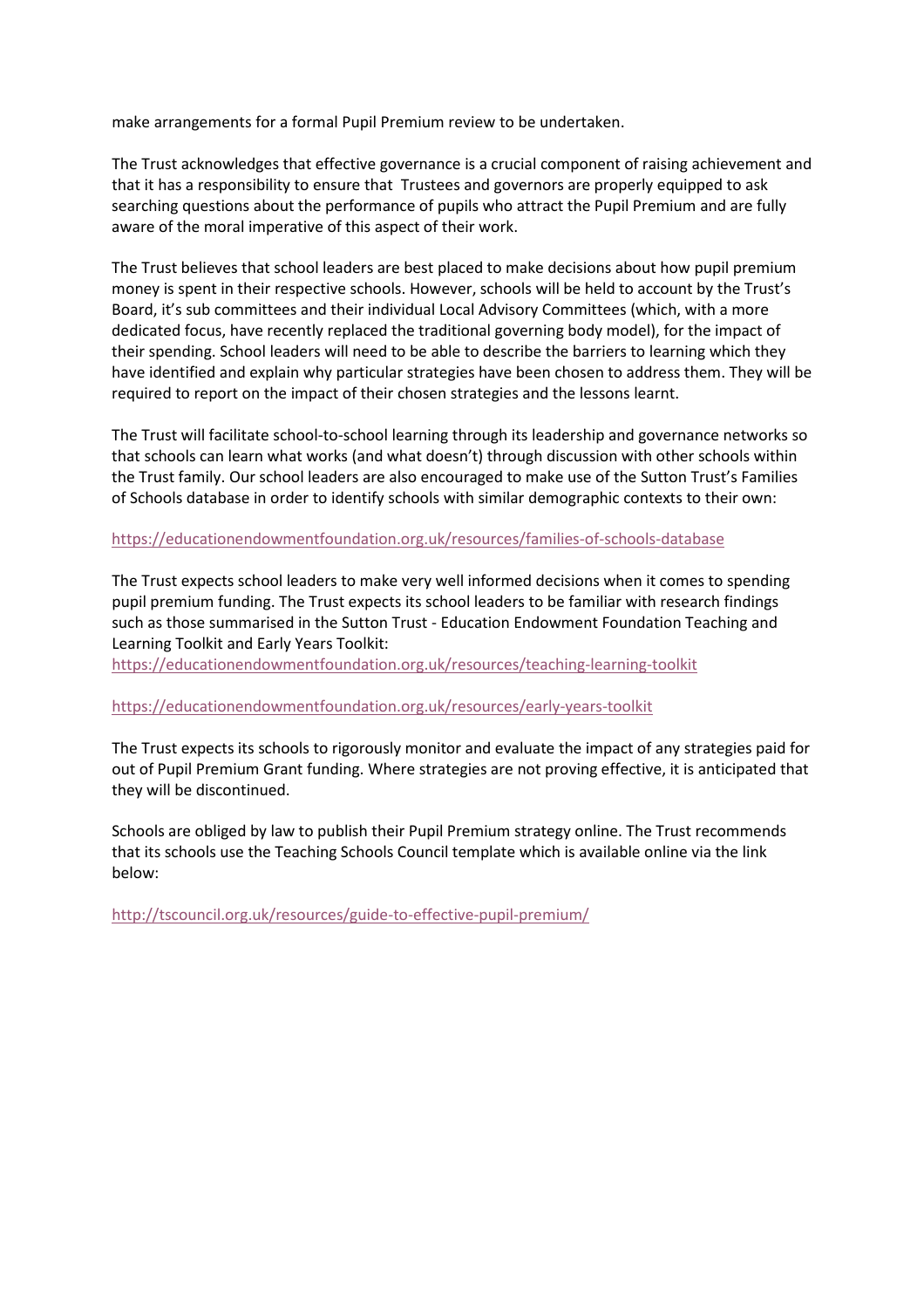make arrangements for a formal Pupil Premium review to be undertaken.

The Trust acknowledges that effective governance is a crucial component of raising achievement and that it has a responsibility to ensure that Trustees and governors are properly equipped to ask searching questions about the performance of pupils who attract the Pupil Premium and are fully aware of the moral imperative of this aspect of their work.

The Trust believes that school leaders are best placed to make decisions about how pupil premium money is spent in their respective schools. However, schools will be held to account by the Trust's Board, it's sub committees and their individual Local Advisory Committees (which, with a more dedicated focus, have recently replaced the traditional governing body model), for the impact of their spending. School leaders will need to be able to describe the barriers to learning which they have identified and explain why particular strategies have been chosen to address them. They will be required to report on the impact of their chosen strategies and the lessons learnt.

The Trust will facilitate school-to-school learning through its leadership and governance networks so that schools can learn what works (and what doesn't) through discussion with other schools within the Trust family. Our school leaders are also encouraged to make use of the Sutton Trust's Families of Schools database in order to identify schools with similar demographic contexts to their own:

https://educationendowmentfoundation.org.uk/resources/families-of-schools-database

The Trust expects school leaders to make very well informed decisions when it comes to spending pupil premium funding. The Trust expects its school leaders to be familiar with research findings such as those summarised in the Sutton Trust - Education Endowment Foundation Teaching and Learning Toolkit and Early Years Toolkit:
https://educationendowmentfoundation.org.uk/resources/teaching-learning-toolkit

https://educationendowmentfoundation.org.uk/resources/early-years-toolkit

The Trust expects its schools to rigorously monitor and evaluate the impact of any strategies paid for out of Pupil Premium Grant funding. Where strategies are not proving effective, it is anticipated that they will be discontinued.

Schools are obliged by law to publish their Pupil Premium strategy online. The Trust recommends that its schools use the Teaching Schools Council template which is available online via the link below:

http://tscouncil.org.uk/resources/guide-to-effective-pupil-premium/